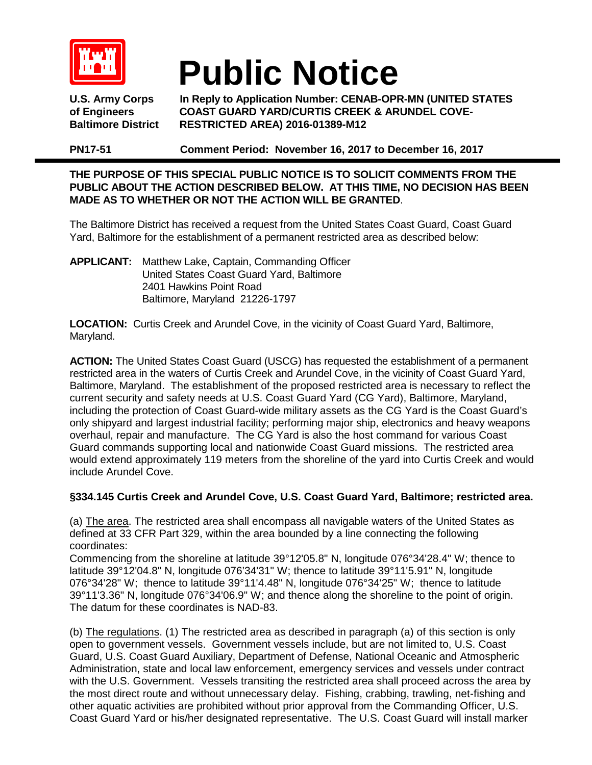# Public Notice

**U.S. Army Corps of Engineers Baltimore District**

**In Reply to Application Number: CENAB-OPR-MN (UNITED STATES COAST GUARD YARD/CURTIS CREEK & ARUNDEL COVE-RESTRICTED AREA) 2016-01389-M12**

**PN17-51** **Comment Period: November 16, 2017 to December 16, 2017**

---

**THE PURPOSE OF THIS SPECIAL PUBLIC NOTICE IS TO SOLICIT COMMENTS FROM THE PUBLIC ABOUT THE ACTION DESCRIBED BELOW. AT THIS TIME, NO DECISION HAS BEEN MADE AS TO WHETHER OR NOT THE ACTION WILL BE GRANTED**.

The Baltimore District has received a request from the United States Coast Guard, Coast Guard Yard, Baltimore for the establishment of a permanent restricted area as described below:

**APPLICANT:** Matthew Lake, Captain, Commanding Officer
United States Coast Guard Yard, Baltimore
2401 Hawkins Point Road
Baltimore, Maryland 21226-1797

**LOCATION:** Curtis Creek and Arundel Cove, in the vicinity of Coast Guard Yard, Baltimore, Maryland.

**ACTION:** The United States Coast Guard (USCG) has requested the establishment of a permanent restricted area in the waters of Curtis Creek and Arundel Cove, in the vicinity of Coast Guard Yard, Baltimore, Maryland. The establishment of the proposed restricted area is necessary to reflect the current security and safety needs at U.S. Coast Guard Yard (CG Yard), Baltimore, Maryland, including the protection of Coast Guard-wide military assets as the CG Yard is the Coast Guard's only shipyard and largest industrial facility; performing major ship, electronics and heavy weapons overhaul, repair and manufacture. The CG Yard is also the host command for various Coast Guard commands supporting local and nationwide Coast Guard missions. The restricted area would extend approximately 119 meters from the shoreline of the yard into Curtis Creek and would include Arundel Cove.

**§334.145 Curtis Creek and Arundel Cove, U.S. Coast Guard Yard, Baltimore; restricted area.**

(a) The area. The restricted area shall encompass all navigable waters of the United States as defined at 33 CFR Part 329, within the area bounded by a line connecting the following coordinates:
Commencing from the shoreline at latitude 39°12'05.8" N, longitude 076°34'28.4" W; thence to latitude 39°12'04.8" N, longitude 076'34'31" W; thence to latitude 39°11'5.91" N, longitude 076°34'28" W; thence to latitude 39°11'4.48" N, longitude 076°34'25" W; thence to latitude 39°11'3.36" N, longitude 076°34'06.9" W; and thence along the shoreline to the point of origin. The datum for these coordinates is NAD-83.

(b) The regulations. (1) The restricted area as described in paragraph (a) of this section is only open to government vessels. Government vessels include, but are not limited to, U.S. Coast Guard, U.S. Coast Guard Auxiliary, Department of Defense, National Oceanic and Atmospheric Administration, state and local law enforcement, emergency services and vessels under contract with the U.S. Government. Vessels transiting the restricted area shall proceed across the area by the most direct route and without unnecessary delay. Fishing, crabbing, trawling, net-fishing and other aquatic activities are prohibited without prior approval from the Commanding Officer, U.S. Coast Guard Yard or his/her designated representative. The U.S. Coast Guard will install marker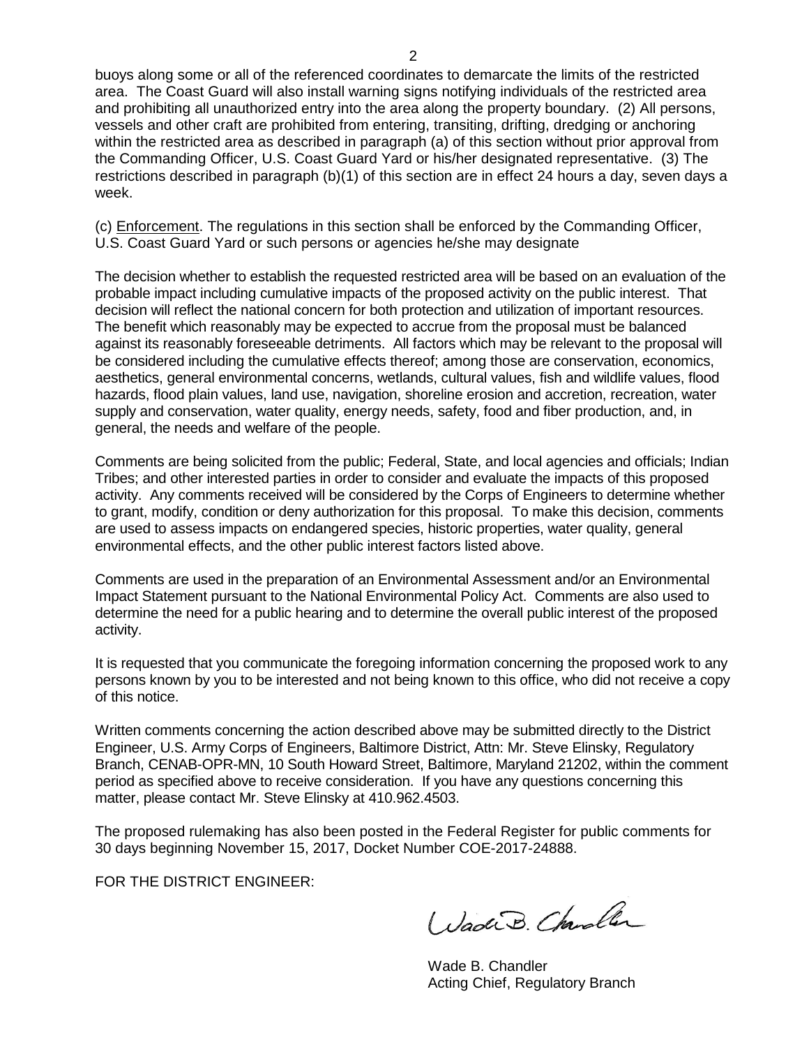buoys along some or all of the referenced coordinates to demarcate the limits of the restricted area. The Coast Guard will also install warning signs notifying individuals of the restricted area and prohibiting all unauthorized entry into the area along the property boundary. (2) All persons, vessels and other craft are prohibited from entering, transiting, drifting, dredging or anchoring within the restricted area as described in paragraph (a) of this section without prior approval from the Commanding Officer, U.S. Coast Guard Yard or his/her designated representative. (3) The restrictions described in paragraph (b)(1) of this section are in effect 24 hours a day, seven days a week.

(c) Enforcement. The regulations in this section shall be enforced by the Commanding Officer, U.S. Coast Guard Yard or such persons or agencies he/she may designate

The decision whether to establish the requested restricted area will be based on an evaluation of the probable impact including cumulative impacts of the proposed activity on the public interest. That decision will reflect the national concern for both protection and utilization of important resources. The benefit which reasonably may be expected to accrue from the proposal must be balanced against its reasonably foreseeable detriments. All factors which may be relevant to the proposal will be considered including the cumulative effects thereof; among those are conservation, economics, aesthetics, general environmental concerns, wetlands, cultural values, fish and wildlife values, flood hazards, flood plain values, land use, navigation, shoreline erosion and accretion, recreation, water supply and conservation, water quality, energy needs, safety, food and fiber production, and, in general, the needs and welfare of the people.

Comments are being solicited from the public; Federal, State, and local agencies and officials; Indian Tribes; and other interested parties in order to consider and evaluate the impacts of this proposed activity. Any comments received will be considered by the Corps of Engineers to determine whether to grant, modify, condition or deny authorization for this proposal. To make this decision, comments are used to assess impacts on endangered species, historic properties, water quality, general environmental effects, and the other public interest factors listed above.

Comments are used in the preparation of an Environmental Assessment and/or an Environmental Impact Statement pursuant to the National Environmental Policy Act. Comments are also used to determine the need for a public hearing and to determine the overall public interest of the proposed activity.

It is requested that you communicate the foregoing information concerning the proposed work to any persons known by you to be interested and not being known to this office, who did not receive a copy of this notice.

Written comments concerning the action described above may be submitted directly to the District Engineer, U.S. Army Corps of Engineers, Baltimore District, Attn: Mr. Steve Elinsky, Regulatory Branch, CENAB-OPR-MN, 10 South Howard Street, Baltimore, Maryland 21202, within the comment period as specified above to receive consideration. If you have any questions concerning this matter, please contact Mr. Steve Elinsky at 410.962.4503.

The proposed rulemaking has also been posted in the Federal Register for public comments for 30 days beginning November 15, 2017, Docket Number COE-2017-24888.

FOR THE DISTRICT ENGINEER:

Wade B. Chandler

Wade B. Chandler
Acting Chief, Regulatory Branch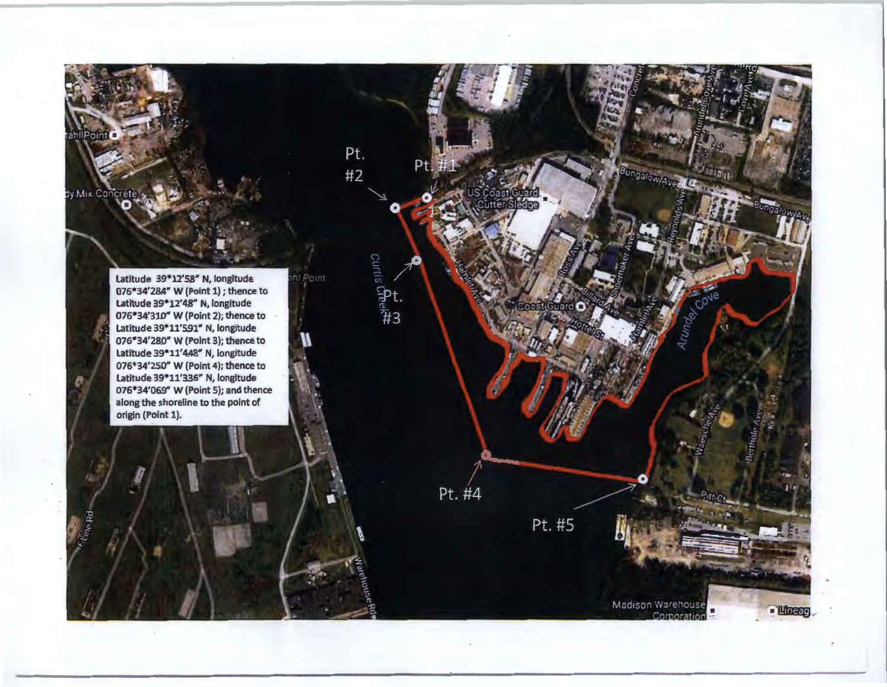Pt. #1

Pt. #2

Pt. #3

Pt. #4

Pt. #5

Latitude 39°12'58" N, longitude 076°34'284" W (Point 1) ; thence to Latitude 39°12'48" N, longitude 076°34'310" W (Point 2); thence to Latitude 39°11'591" N, longitude 076°34'280" W (Point 3); thence to Latitude 39°11'448" N, longitude 076°34'250" W (Point 4); thence to Latitude 39°11'336" N, longitude 076°34'069" W (Point 5); and thence along the shoreline to the point of origin (Point 1).

US Coast Guard Cutter Sledge

Coast Guard

Curtis Creek

Arundel Cove

Hamjler Ave

Ross Ave

Billard Ave

Hottel St

Shoemaker Ave

Hamlet Ave

Reynolds Ave

Bungalow Ave

Arundel Cove Ave

Cove Ave

Concrete

Waesche Ave

Berthole Ave

Pitt Ct

Madison Warehouse Corporation

Lineag

Warehouse Rd

F Line Rd

Stahl Point

Stahl Point

Ready Mix Concrete